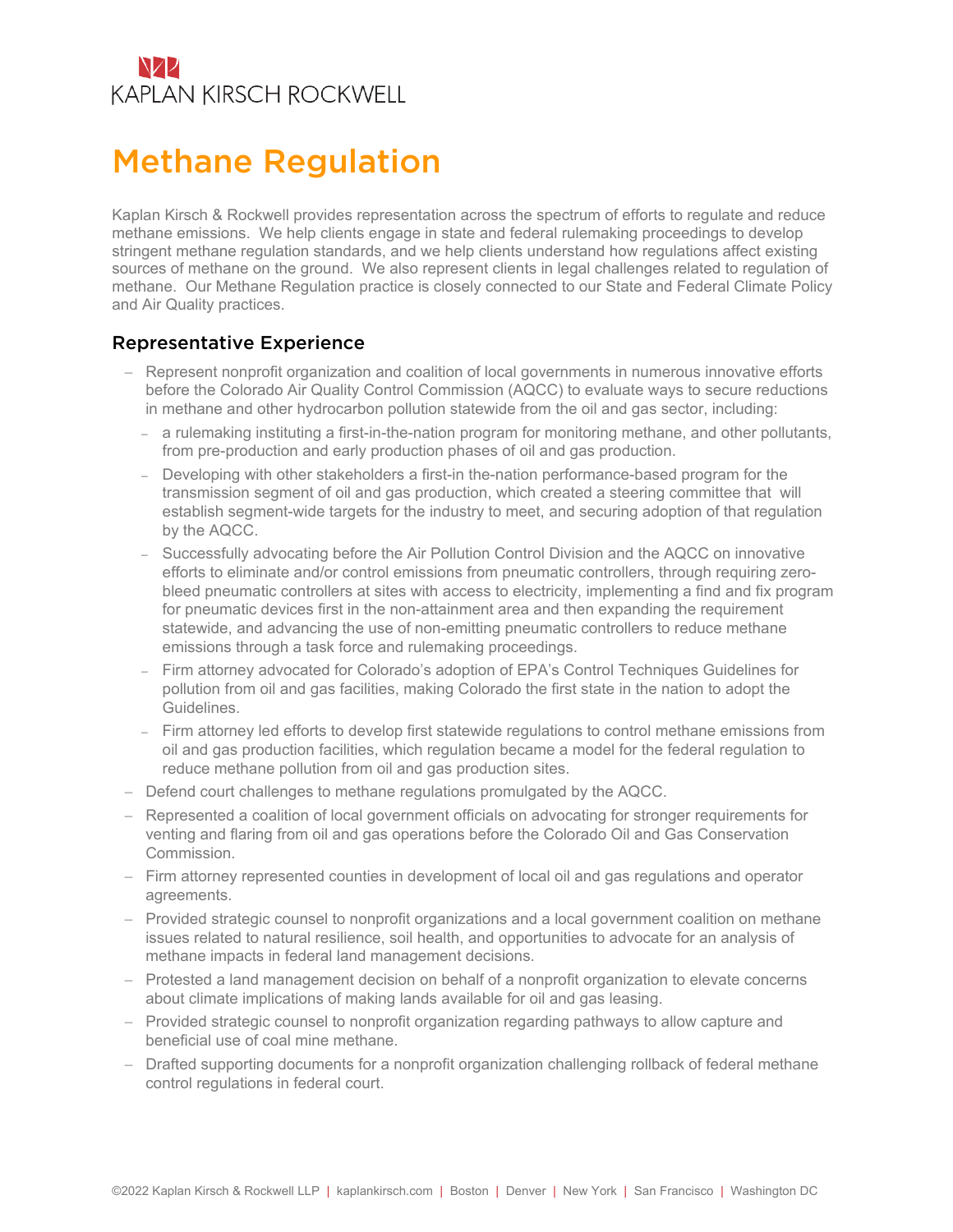KAPLAN KIRSCH ROCKWELL

# Methane Regulation

Kaplan Kirsch & Rockwell provides representation across the spectrum of efforts to regulate and reduce methane emissions. We help clients engage in state and federal rulemaking proceedings to develop stringent methane regulation standards, and we help clients understand how regulations affect existing sources of methane on the ground. We also represent clients in legal challenges related to regulation of methane. Our Methane Regulation practice is closely connected to our State and Federal Climate Policy and Air Quality practices.

## Representative Experience

- Represent nonprofit organization and coalition of local governments in numerous innovative efforts before the Colorado Air Quality Control Commission (AQCC) to evaluate ways to secure reductions in methane and other hydrocarbon pollution statewide from the oil and gas sector, including:
  - a rulemaking instituting a first-in-the-nation program for monitoring methane, and other pollutants, from pre-production and early production phases of oil and gas production.
  - Developing with other stakeholders a first-in the-nation performance-based program for the transmission segment of oil and gas production, which created a steering committee that will establish segment-wide targets for the industry to meet, and securing adoption of that regulation by the AQCC.
  - Successfully advocating before the Air Pollution Control Division and the AQCC on innovative efforts to eliminate and/or control emissions from pneumatic controllers, through requiring zero-bleed pneumatic controllers at sites with access to electricity, implementing a find and fix program for pneumatic devices first in the non-attainment area and then expanding the requirement statewide, and advancing the use of non-emitting pneumatic controllers to reduce methane emissions through a task force and rulemaking proceedings.
  - Firm attorney advocated for Colorado's adoption of EPA's Control Techniques Guidelines for pollution from oil and gas facilities, making Colorado the first state in the nation to adopt the Guidelines.
  - Firm attorney led efforts to develop first statewide regulations to control methane emissions from oil and gas production facilities, which regulation became a model for the federal regulation to reduce methane pollution from oil and gas production sites.
- Defend court challenges to methane regulations promulgated by the AQCC.
- Represented a coalition of local government officials on advocating for stronger requirements for venting and flaring from oil and gas operations before the Colorado Oil and Gas Conservation Commission.
- Firm attorney represented counties in development of local oil and gas regulations and operator agreements.
- Provided strategic counsel to nonprofit organizations and a local government coalition on methane issues related to natural resilience, soil health, and opportunities to advocate for an analysis of methane impacts in federal land management decisions.
- Protested a land management decision on behalf of a nonprofit organization to elevate concerns about climate implications of making lands available for oil and gas leasing.
- Provided strategic counsel to nonprofit organization regarding pathways to allow capture and beneficial use of coal mine methane.
- Drafted supporting documents for a nonprofit organization challenging rollback of federal methane control regulations in federal court.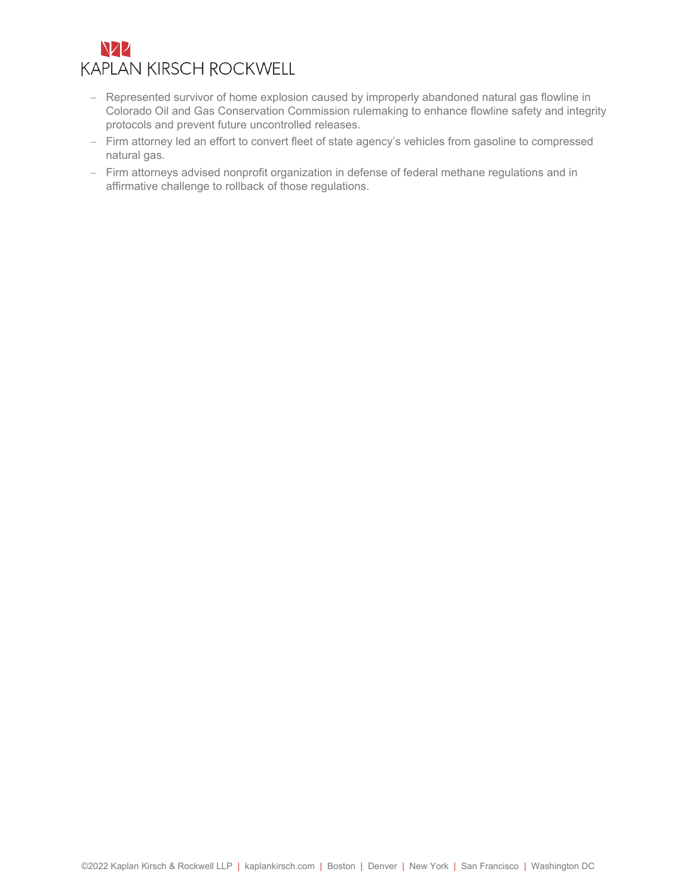- Represented survivor of home explosion caused by improperly abandoned natural gas flowline in Colorado Oil and Gas Conservation Commission rulemaking to enhance flowline safety and integrity protocols and prevent future uncontrolled releases.
- Firm attorney led an effort to convert fleet of state agency's vehicles from gasoline to compressed natural gas.
- Firm attorneys advised nonprofit organization in defense of federal methane regulations and in affirmative challenge to rollback of those regulations.